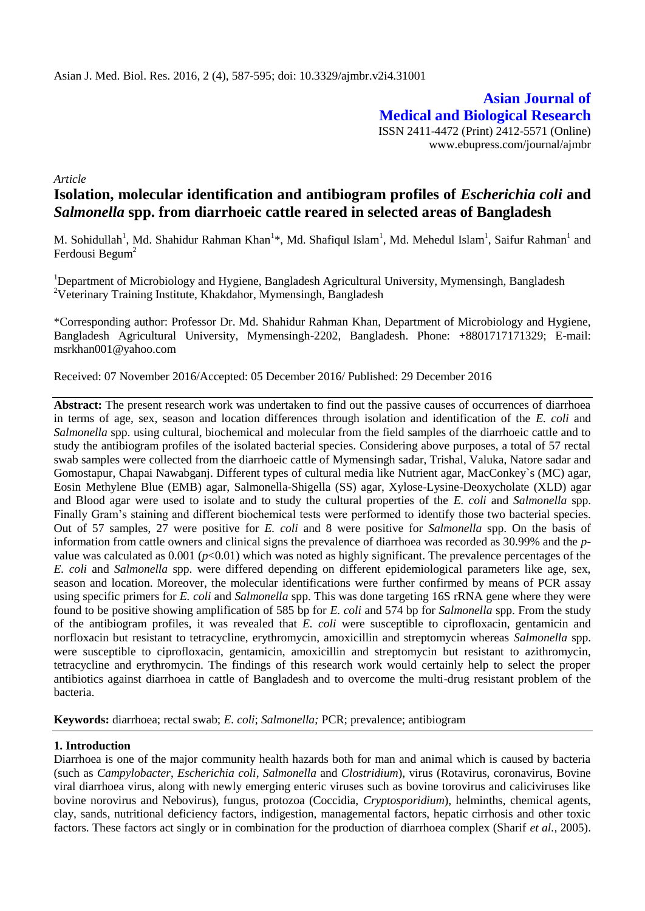Asian J. Med. Biol. Res. 2016, 2 (4), 587-595; doi: 10.3329/ajmbr.v2i4.31001

**Asian Journal of Medical and Biological Research**

ISSN 2411-4472 (Print) 2412-5571 (Online)
www.ebupress.com/journal/ajmbr

*Article*

# Isolation, molecular identification and antibiogram profiles of *Escherichia coli* and *Salmonella* spp. from diarrhoeic cattle reared in selected areas of Bangladesh

M. Sohidullah[1], Md. Shahidur Rahman Khan[1]*, Md. Shafiqul Islam[1], Md. Mehedul Islam[1], Saifur Rahman[1] and Ferdousi Begum[2]

[1]Department of Microbiology and Hygiene, Bangladesh Agricultural University, Mymensingh, Bangladesh
[2]Veterinary Training Institute, Khakdahor, Mymensingh, Bangladesh

*Corresponding author: Professor Dr. Md. Shahidur Rahman Khan, Department of Microbiology and Hygiene, Bangladesh Agricultural University, Mymensingh-2202, Bangladesh. Phone: +8801717171329; E-mail: msrkhan001@yahoo.com

Received: 07 November 2016/Accepted: 05 December 2016/ Published: 29 December 2016

**Abstract:** The present research work was undertaken to find out the passive causes of occurrences of diarrhoea in terms of age, sex, season and location differences through isolation and identification of the *E. coli* and *Salmonella* spp. using cultural, biochemical and molecular from the field samples of the diarrhoeic cattle and to study the antibiogram profiles of the isolated bacterial species. Considering above purposes, a total of 57 rectal swab samples were collected from the diarrhoeic cattle of Mymensingh sadar, Trishal, Valuka, Natore sadar and Gomostapur, Chapai Nawabganj. Different types of cultural media like Nutrient agar, MacConkey`s (MC) agar, Eosin Methylene Blue (EMB) agar, Salmonella-Shigella (SS) agar, Xylose-Lysine-Deoxycholate (XLD) agar and Blood agar were used to isolate and to study the cultural properties of the *E. coli* and *Salmonella* spp. Finally Gram's staining and different biochemical tests were performed to identify those two bacterial species. Out of 57 samples, 27 were positive for *E. coli* and 8 were positive for *Salmonella* spp. On the basis of information from cattle owners and clinical signs the prevalence of diarrhoea was recorded as 30.99% and the *p*-value was calculated as 0.001 ($p<0.01$) which was noted as highly significant. The prevalence percentages of the *E. coli* and *Salmonella* spp. were differed depending on different epidemiological parameters like age, sex, season and location. Moreover, the molecular identifications were further confirmed by means of PCR assay using specific primers for *E. coli* and *Salmonella* spp. This was done targeting 16S rRNA gene where they were found to be positive showing amplification of 585 bp for *E. coli* and 574 bp for *Salmonella* spp. From the study of the antibiogram profiles, it was revealed that *E. coli* were susceptible to ciprofloxacin, gentamicin and norfloxacin but resistant to tetracycline, erythromycin, amoxicillin and streptomycin whereas *Salmonella* spp. were susceptible to ciprofloxacin, gentamicin, amoxicillin and streptomycin but resistant to azithromycin, tetracycline and erythromycin. The findings of this research work would certainly help to select the proper antibiotics against diarrhoea in cattle of Bangladesh and to overcome the multi-drug resistant problem of the bacteria.

**Keywords:** diarrhoea; rectal swab; *E. coli*; *Salmonella;* PCR; prevalence; antibiogram

## 1. Introduction

Diarrhoea is one of the major community health hazards both for man and animal which is caused by bacteria (such as *Campylobacter*, *Escherichia coli*, *Salmonella* and *Clostridium*), virus (Rotavirus, coronavirus, Bovine viral diarrhoea virus, along with newly emerging enteric viruses such as bovine torovirus and caliciviruses like bovine norovirus and Nebovirus), fungus, protozoa (Coccidia, *Cryptosporidium*), helminths, chemical agents, clay, sands, nutritional deficiency factors, indigestion, managemental factors, hepatic cirrhosis and other toxic factors. These factors act singly or in combination for the production of diarrhoea complex (Sharif *et al.,* 2005).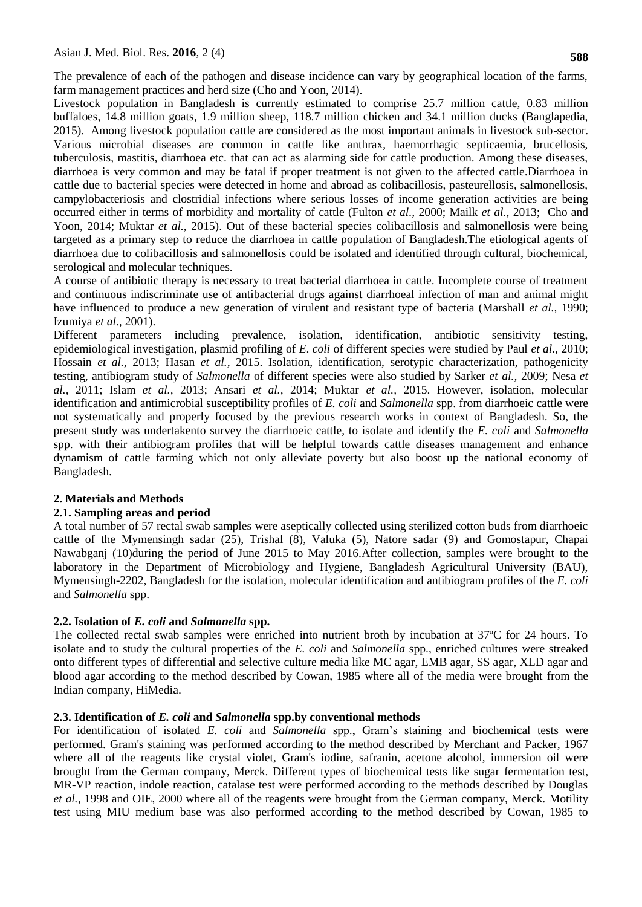The prevalence of each of the pathogen and disease incidence can vary by geographical location of the farms, farm management practices and herd size (Cho and Yoon, 2014).

Livestock population in Bangladesh is currently estimated to comprise 25.7 million cattle, 0.83 million buffaloes, 14.8 million goats, 1.9 million sheep, 118.7 million chicken and 34.1 million ducks (Banglapedia, 2015). Among livestock population cattle are considered as the most important animals in livestock sub-sector. Various microbial diseases are common in cattle like anthrax, haemorrhagic septicaemia, brucellosis, tuberculosis, mastitis, diarrhoea etc. that can act as alarming side for cattle production. Among these diseases, diarrhoea is very common and may be fatal if proper treatment is not given to the affected cattle.Diarrhoea in cattle due to bacterial species were detected in home and abroad as colibacillosis, pasteurellosis, salmonellosis, campylobacteriosis and clostridial infections where serious losses of income generation activities are being occurred either in terms of morbidity and mortality of cattle (Fulton *et al.,* 2000; Mailk *et al.,* 2013; Cho and Yoon, 2014; Muktar *et al.,* 2015). Out of these bacterial species colibacillosis and salmonellosis were being targeted as a primary step to reduce the diarrhoea in cattle population of Bangladesh.The etiological agents of diarrhoea due to colibacillosis and salmonellosis could be isolated and identified through cultural, biochemical, serological and molecular techniques.

A course of antibiotic therapy is necessary to treat bacterial diarrhoea in cattle. Incomplete course of treatment and continuous indiscriminate use of antibacterial drugs against diarrhoeal infection of man and animal might have influenced to produce a new generation of virulent and resistant type of bacteria (Marshall *et al.,* 1990; Izumiya *et al.,* 2001).

Different parameters including prevalence, isolation, identification, antibiotic sensitivity testing, epidemiological investigation, plasmid profiling of *E. coli* of different species were studied by Paul *et al*., 2010; Hossain *et al.,* 2013; Hasan *et al.,* 2015. Isolation, identification, serotypic characterization, pathogenicity testing, antibiogram study of *Salmonella* of different species were also studied by Sarker *et al.,* 2009; Nesa *et al.,* 2011; Islam *et al.,* 2013; Ansari *et al.,* 2014; Muktar *et al.,* 2015. However, isolation, molecular identification and antimicrobial susceptibility profiles of *E. coli* and *Salmonella* spp. from diarrhoeic cattle were not systematically and properly focused by the previous research works in context of Bangladesh. So, the present study was undertakento survey the diarrhoeic cattle, to isolate and identify the *E. coli* and *Salmonella* spp. with their antibiogram profiles that will be helpful towards cattle diseases management and enhance dynamism of cattle farming which not only alleviate poverty but also boost up the national economy of Bangladesh.

## 2. Materials and Methods

### 2.1. Sampling areas and period

A total number of 57 rectal swab samples were aseptically collected using sterilized cotton buds from diarrhoeic cattle of the Mymensingh sadar (25), Trishal (8), Valuka (5), Natore sadar (9) and Gomostapur, Chapai Nawabganj (10)during the period of June 2015 to May 2016.After collection, samples were brought to the laboratory in the Department of Microbiology and Hygiene, Bangladesh Agricultural University (BAU), Mymensingh-2202, Bangladesh for the isolation, molecular identification and antibiogram profiles of the *E. coli* and *Salmonella* spp.

### 2.2. Isolation of *E. coli* and *Salmonella* spp.

The collected rectal swab samples were enriched into nutrient broth by incubation at 37ºC for 24 hours. To isolate and to study the cultural properties of the *E. coli* and *Salmonella* spp., enriched cultures were streaked onto different types of differential and selective culture media like MC agar, EMB agar, SS agar, XLD agar and blood agar according to the method described by Cowan, 1985 where all of the media were brought from the Indian company, HiMedia.

### 2.3. Identification of *E. coli* and *Salmonella* spp.by conventional methods

For identification of isolated *E. coli* and *Salmonella* spp., Gram's staining and biochemical tests were performed. Gram's staining was performed according to the method described by Merchant and Packer, 1967 where all of the reagents like crystal violet, Gram's iodine, safranin, acetone alcohol, immersion oil were brought from the German company, Merck. Different types of biochemical tests like sugar fermentation test, MR-VP reaction, indole reaction, catalase test were performed according to the methods described by Douglas *et al.,* 1998 and OIE, 2000 where all of the reagents were brought from the German company, Merck. Motility test using MIU medium base was also performed according to the method described by Cowan, 1985 to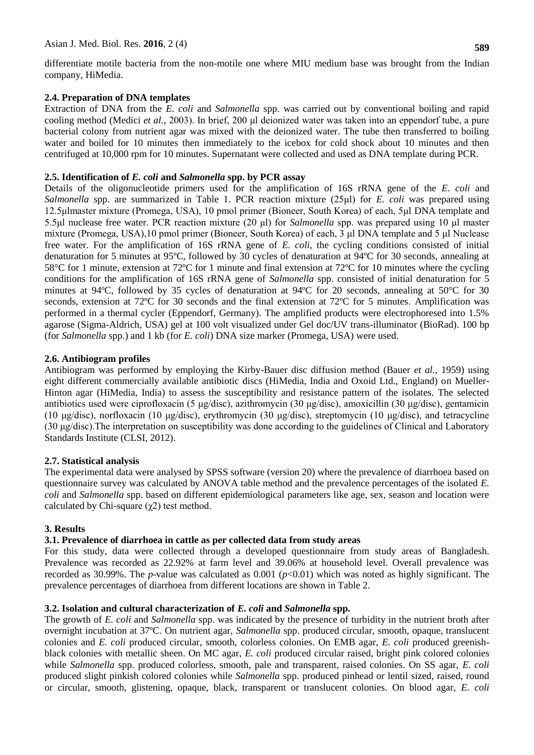differentiate motile bacteria from the non-motile one where MIU medium base was brought from the Indian company, HiMedia.

### 2.4. Preparation of DNA templates

Extraction of DNA from the *E. coli* and *Salmonella* spp. was carried out by conventional boiling and rapid cooling method (Medici *et al.,* 2003). In brief, 200 μl deionized water was taken into an eppendorf tube, a pure bacterial colony from nutrient agar was mixed with the deionized water. The tube then transferred to boiling water and boiled for 10 minutes then immediately to the icebox for cold shock about 10 minutes and then centrifuged at 10,000 rpm for 10 minutes. Supernatant were collected and used as DNA template during PCR.

### 2.5. Identification of *E. coli* and *Salmonella* spp. by PCR assay

Details of the oligonucleotide primers used for the amplification of 16S rRNA gene of the *E. coli* and *Salmonella* spp. are summarized in Table 1. PCR reaction mixture (25μl) for *E. coli* was prepared using 12.5μlmaster mixture (Promega, USA), 10 pmol primer (Bioneer, South Korea) of each, 5μl DNA template and 5.5μl nuclease free water. PCR reaction mixture (20 μl) for *Salmonella* spp. was prepared using 10 μl master mixture (Promega, USA),10 pmol primer (Bioneer, South Korea) of each, 3 μl DNA template and 5 μl Nuclease free water. For the amplification of 16S rRNA gene of *E. coli*, the cycling conditions consisted of initial denaturation for 5 minutes at 95ºC, followed by 30 cycles of denaturation at 94ºC for 30 seconds, annealing at 58°C for 1 minute, extension at 72ºC for 1 minute and final extension at 72ºC for 10 minutes where the cycling conditions for the amplification of 16S rRNA gene of *Salmonella* spp. consisted of initial denaturation for 5 minutes at 94ºC, followed by 35 cycles of denaturation at 94ºC for 20 seconds, annealing at 50°C for 30 seconds, extension at 72ºC for 30 seconds and the final extension at 72ºC for 5 minutes. Amplification was performed in a thermal cycler (Eppendorf, Germany). The amplified products were electrophoresed into 1.5% agarose (Sigma-Aldrich, USA) gel at 100 volt visualized under Gel doc/UV trans-illuminator (BioRad). 100 bp (for *Salmonella* spp.) and 1 kb (for *E. coli*) DNA size marker (Promega, USA) were used.

### 2.6. Antibiogram profiles

Antibiogram was performed by employing the Kirby-Bauer disc diffusion method (Bauer *et al.,* 1959) using eight different commercially available antibiotic discs (HiMedia, India and Oxoid Ltd., England) on Mueller-Hinton agar (HiMedia, India) to assess the susceptibility and resistance pattern of the isolates. The selected antibiotics used were ciprofloxacin (5 μg/disc), azithromycin (30 μg/disc), amoxicillin (30 μg/disc), gentamicin (10 μg/disc), norfloxacin (10 μg/disc), erythromycin (30 μg/disc), streptomycin (10 μg/disc), and tetracycline (30 μg/disc).The interpretation on susceptibility was done according to the guidelines of Clinical and Laboratory Standards Institute (CLSI, 2012).

### 2.7. Statistical analysis

The experimental data were analysed by SPSS software (version 20) where the prevalence of diarrhoea based on questionnaire survey was calculated by ANOVA table method and the prevalence percentages of the isolated *E. coli* and *Salmonella* spp. based on different epidemiological parameters like age, sex, season and location were calculated by Chi-square ($\chi 2$) test method.

## 3. Results

### 3.1. Prevalence of diarrhoea in cattle as per collected data from study areas

For this study, data were collected through a developed questionnaire from study areas of Bangladesh. Prevalence was recorded as 22.92% at farm level and 39.06% at household level. Overall prevalence was recorded as 30.99%. The *p*-value was calculated as 0.001 ($p<0.01$) which was noted as highly significant. The prevalence percentages of diarrhoea from different locations are shown in Table 2.

### 3.2. Isolation and cultural characterization of *E. coli* and *Salmonella* spp.

The growth of *E. coli* and *Salmonella* spp. was indicated by the presence of turbidity in the nutrient broth after overnight incubation at 37ºC. On nutrient agar, *Salmonella* spp. produced circular, smooth, opaque, translucent colonies and *E. coli* produced circular, smooth, colorless colonies. On EMB agar, *E. coli* produced greenish-black colonies with metallic sheen. On MC agar, *E. coli* produced circular raised, bright pink colored colonies while *Salmonella* spp. produced colorless, smooth, pale and transparent, raised colonies. On SS agar, *E. coli* produced slight pinkish colored colonies while *Salmonella* spp. produced pinhead or lentil sized, raised, round or circular, smooth, glistening, opaque, black, transparent or translucent colonies. On blood agar, *E. coli*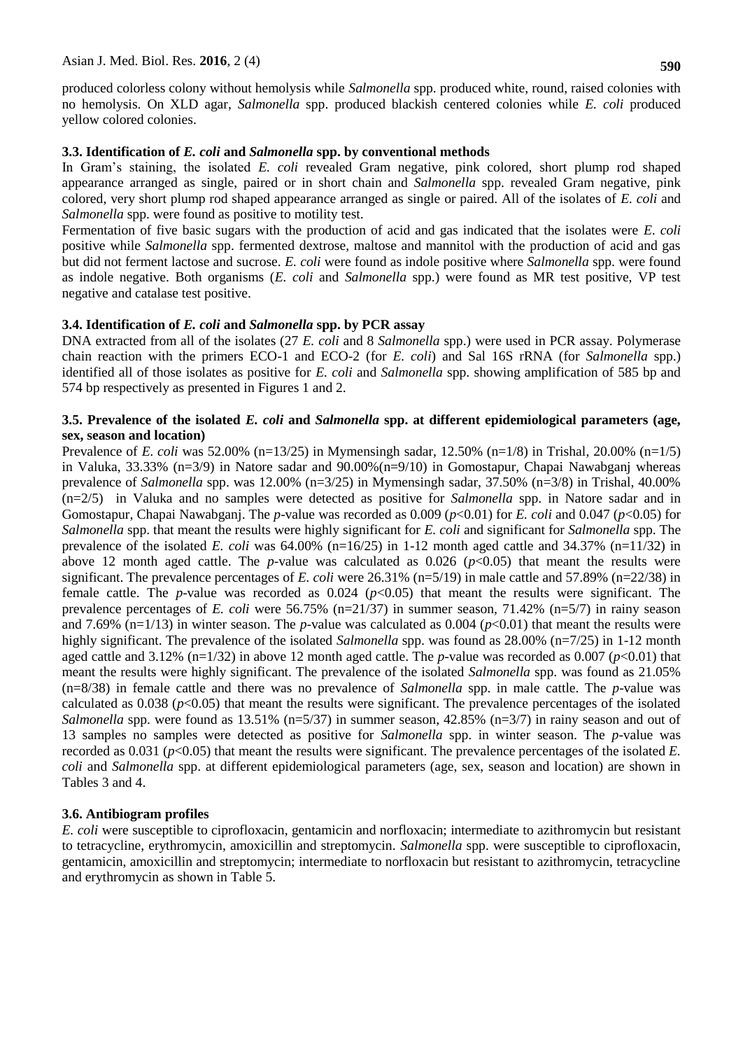produced colorless colony without hemolysis while *Salmonella* spp. produced white, round, raised colonies with no hemolysis. On XLD agar, *Salmonella* spp. produced blackish centered colonies while *E. coli* produced yellow colored colonies.

### 3.3. Identification of *E. coli* and *Salmonella* spp. by conventional methods

In Gram's staining, the isolated *E. coli* revealed Gram negative, pink colored, short plump rod shaped appearance arranged as single, paired or in short chain and *Salmonella* spp. revealed Gram negative, pink colored, very short plump rod shaped appearance arranged as single or paired. All of the isolates of *E. coli* and *Salmonella* spp. were found as positive to motility test.

Fermentation of five basic sugars with the production of acid and gas indicated that the isolates were *E. coli* positive while *Salmonella* spp. fermented dextrose, maltose and mannitol with the production of acid and gas but did not ferment lactose and sucrose. *E. coli* were found as indole positive where *Salmonella* spp. were found as indole negative. Both organisms (*E. coli* and *Salmonella* spp.) were found as MR test positive, VP test negative and catalase test positive.

### 3.4. Identification of *E. coli* and *Salmonella* spp. by PCR assay

DNA extracted from all of the isolates (27 *E. coli* and 8 *Salmonella* spp.) were used in PCR assay. Polymerase chain reaction with the primers ECO-1 and ECO-2 (for *E. coli*) and Sal 16S rRNA (for *Salmonella* spp.) identified all of those isolates as positive for *E. coli* and *Salmonella* spp. showing amplification of 585 bp and 574 bp respectively as presented in Figures 1 and 2.

### 3.5. Prevalence of the isolated *E. coli* and *Salmonella* spp. at different epidemiological parameters (age, sex, season and location)

Prevalence of *E. coli* was 52.00% (n=13/25) in Mymensingh sadar, 12.50% (n=1/8) in Trishal, 20.00% (n=1/5) in Valuka, 33.33% (n=3/9) in Natore sadar and 90.00%(n=9/10) in Gomostapur, Chapai Nawabganj whereas prevalence of *Salmonella* spp. was 12.00% (n=3/25) in Mymensingh sadar, 37.50% (n=3/8) in Trishal, 40.00% (n=2/5) in Valuka and no samples were detected as positive for *Salmonella* spp. in Natore sadar and in Gomostapur, Chapai Nawabganj. The *p*-value was recorded as 0.009 ($p<0.01$) for *E. coli* and 0.047 ($p<0.05$) for *Salmonella* spp. that meant the results were highly significant for *E. coli* and significant for *Salmonella* spp. The prevalence of the isolated *E. coli* was 64.00% (n=16/25) in 1-12 month aged cattle and 34.37% (n=11/32) in above 12 month aged cattle. The *p*-value was calculated as 0.026 ($p<0.05$) that meant the results were significant. The prevalence percentages of *E. coli* were 26.31% (n=5/19) in male cattle and 57.89% (n=22/38) in female cattle. The *p*-value was recorded as 0.024 ($p<0.05$) that meant the results were significant. The prevalence percentages of *E. coli* were 56.75% (n=21/37) in summer season, 71.42% (n=5/7) in rainy season and 7.69% (n=1/13) in winter season. The *p*-value was calculated as 0.004 ($p<0.01$) that meant the results were highly significant. The prevalence of the isolated *Salmonella* spp. was found as 28.00% (n=7/25) in 1-12 month aged cattle and 3.12% (n=1/32) in above 12 month aged cattle. The *p*-value was recorded as 0.007 ($p<0.01$) that meant the results were highly significant. The prevalence of the isolated *Salmonella* spp. was found as 21.05% (n=8/38) in female cattle and there was no prevalence of *Salmonella* spp. in male cattle. The *p*-value was calculated as 0.038 ($p<0.05$) that meant the results were significant. The prevalence percentages of the isolated *Salmonella* spp. were found as 13.51% (n=5/37) in summer season, 42.85% (n=3/7) in rainy season and out of 13 samples no samples were detected as positive for *Salmonella* spp. in winter season. The *p*-value was recorded as 0.031 ($p<0.05$) that meant the results were significant. The prevalence percentages of the isolated *E. coli* and *Salmonella* spp. at different epidemiological parameters (age, sex, season and location) are shown in Tables 3 and 4.

### 3.6. Antibiogram profiles

*E. coli* were susceptible to ciprofloxacin, gentamicin and norfloxacin; intermediate to azithromycin but resistant to tetracycline, erythromycin, amoxicillin and streptomycin. *Salmonella* spp. were susceptible to ciprofloxacin, gentamicin, amoxicillin and streptomycin; intermediate to norfloxacin but resistant to azithromycin, tetracycline and erythromycin as shown in Table 5.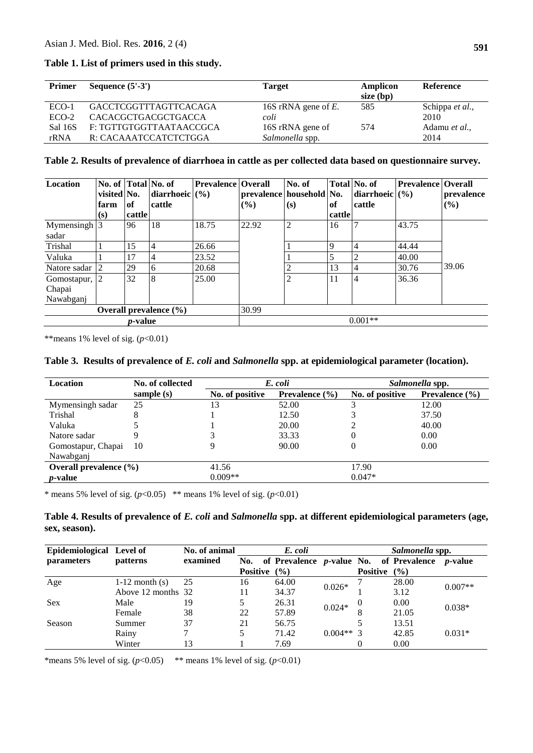**Table 1. List of primers used in this study.**

| Primer | Sequence (5'-3') | Target | Amplicon size (bp) | Reference |
|---|---|---|---|---|
| ECO-1<br>ECO-2 | GACCTCGGTTTAGTTCACAGA<br>CACACGCTGACGCTGACCA | 16S rRNA gene of *E. coli* | 585 | Schippa *et al.,* 2010 |
| Sal 16S rRNA | F: TGTTGTGGTTAATAACCGCA<br>R: CACAAATCCATCTCTGGA | 16S rRNA gene of *Salmonella* spp. | 574 | Adamu *et al.,* 2014 |

**Table 2. Results of prevalence of diarrhoea in cattle as per collected data based on questionnaire survey.**

| Location | No. of visited farm (s) | Total No. of cattle | No. of diarrhoeic cattle | Prevalence (%) | Overall prevalence (%) | No. of household (s) | Total No. of cattle | No. of diarrhoeic cattle | Prevalence (%) | Overall prevalence (%) |
|---|---|---|---|---|---|---|---|---|---|---|
| Mymensingh sadar | 3 | 96 | 18 | 18.75 | 22.92 | 2 | 16 | 7 | 43.75 | 39.06 |
| Trishal | 1 | 15 | 4 | 26.66 | | 1 | 9 | 4 | 44.44 | |
| Valuka | 1 | 17 | 4 | 23.52 | | 1 | 5 | 2 | 40.00 | |
| Natore sadar | 2 | 29 | 6 | 20.68 | | 2 | 13 | 4 | 30.76 | |
| Gomostapur, Chapai Nawabganj | 2 | 32 | 8 | 25.00 | | 2 | 11 | 4 | 36.36 | |
| **Overall prevalence (%)** | | | | | 30.99 | | | | | |
| ***p*-value** | | | | | 0.001** | | | | | |

**means 1% level of sig. ($p$<0.01)

**Table 3. Results of prevalence of *E. coli* and *Salmonella* spp. at epidemiological parameter (location).**

| Location | No. of collected sample (s) | *E. coli* | | *Salmonella* spp. | |
|---|---|---|---|---|---|
| | | No. of positive | Prevalence (%) | No. of positive | Prevalence (%) |
| Mymensingh sadar | 25 | 13 | 52.00 | 3 | 12.00 |
| Trishal | 8 | 1 | 12.50 | 3 | 37.50 |
| Valuka | 5 | 1 | 20.00 | 2 | 40.00 |
| Natore sadar | 9 | 3 | 33.33 | 0 | 0.00 |
| Gomostapur, Chapai Nawabganj | 10 | 9 | 90.00 | 0 | 0.00 |
| **Overall prevalence (%)** | | 41.56 | | 17.90 | |
| ***p*-value** | | 0.009** | | 0.047* | |

\* means 5% level of sig. ($p$<0.05) ** means 1% level of sig. ($p$<0.01)

**Table 4. Results of prevalence of *E. coli* and *Salmonella* spp. at different epidemiological parameters (age, sex, season).**

| Epidemiological parameters | Level of patterns | No. of animal examined | *E. coli* | | | *Salmonella* spp. | | |
|---|---|---|---|---|---|---|---|---|
| | | | No. of Positive | Prevalence (%) | *p*-value | No. of Positive | Prevalence (%) | *p*-value |
| Age | 1-12 month (s) | 25 | 16 | 64.00 | 0.026* | 7 | 28.00 | 0.007** |
| | Above 12 months | 32 | 11 | 34.37 | | 1 | 3.12 | |
| Sex | Male | 19 | 5 | 26.31 | 0.024* | 0 | 0.00 | 0.038* |
| | Female | 38 | 22 | 57.89 | | 8 | 21.05 | |
| Season | Summer | 37 | 21 | 56.75 | 0.004** | 5 | 13.51 | 0.031* |
| | Rainy | 7 | 5 | 71.42 | | 3 | 42.85 | |
| | Winter | 13 | 1 | 7.69 | | 0 | 0.00 | |

*means 5% level of sig. ($p$<0.05) ** means 1% level of sig. ($p$<0.01)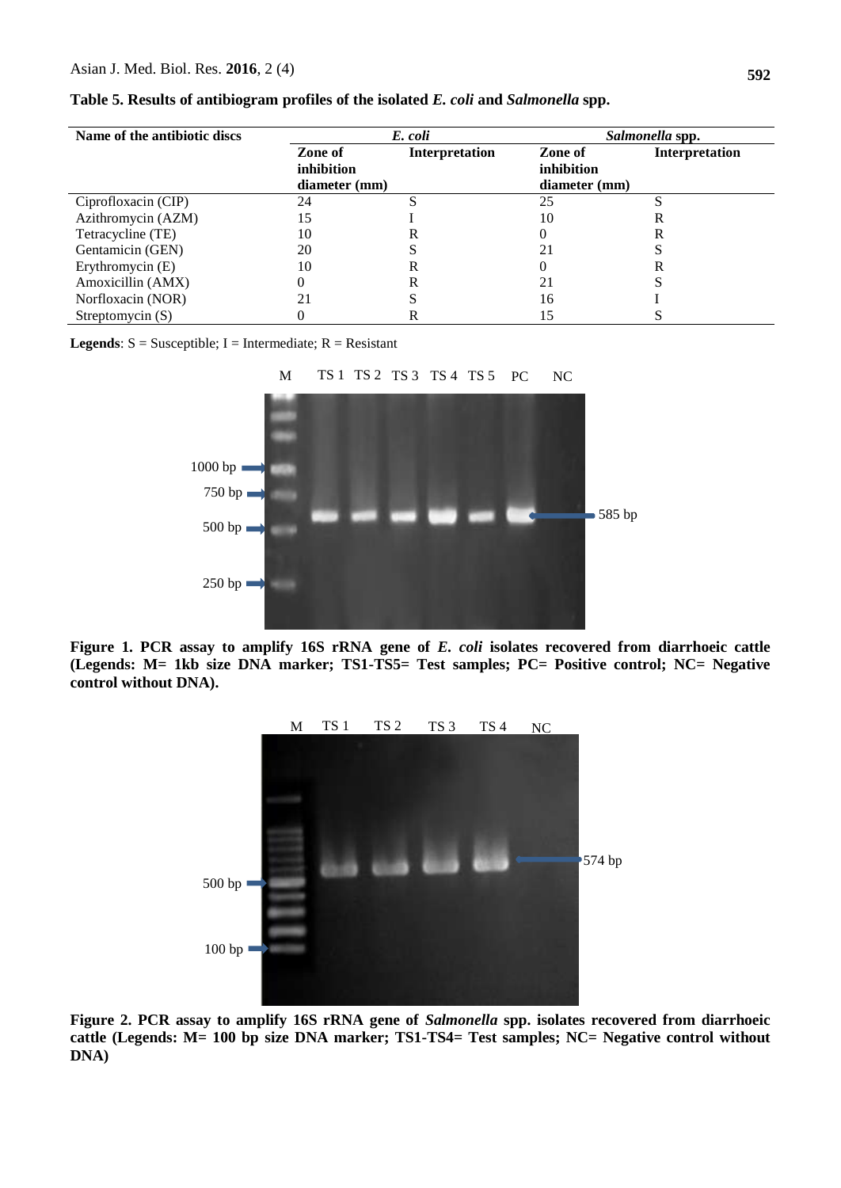**Table 5. Results of antibiogram profiles of the isolated *E. coli* and *Salmonella* spp.**

| Name of the antibiotic discs | *E. coli* | | *Salmonella* spp. | |
|---|---|---|---|---|
| | Zone of inhibition diameter (mm) | Interpretation | Zone of inhibition diameter (mm) | Interpretation |
| Ciprofloxacin (CIP) | 24 | S | 25 | S |
| Azithromycin (AZM) | 15 | I | 10 | R |
| Tetracycline (TE) | 10 | R | 0 | R |
| Gentamicin (GEN) | 20 | S | 21 | S |
| Erythromycin (E) | 10 | R | 0 | R |
| Amoxicillin (AMX) | 0 | R | 21 | S |
| Norfloxacin (NOR) | 21 | S | 16 | I |
| Streptomycin (S) | 0 | R | 15 | S |

**Legends**: S = Susceptible; I = Intermediate; R = Resistant

**Figure 1. PCR assay to amplify 16S rRNA gene of *E. coli* isolates recovered from diarrhoeic cattle (Legends: M= 1kb size DNA marker; TS1-TS5= Test samples; PC= Positive control; NC= Negative control without DNA).**

**Figure 2. PCR assay to amplify 16S rRNA gene of *Salmonella* spp. isolates recovered from diarrhoeic cattle (Legends: M= 100 bp size DNA marker; TS1-TS4= Test samples; NC= Negative control without DNA)**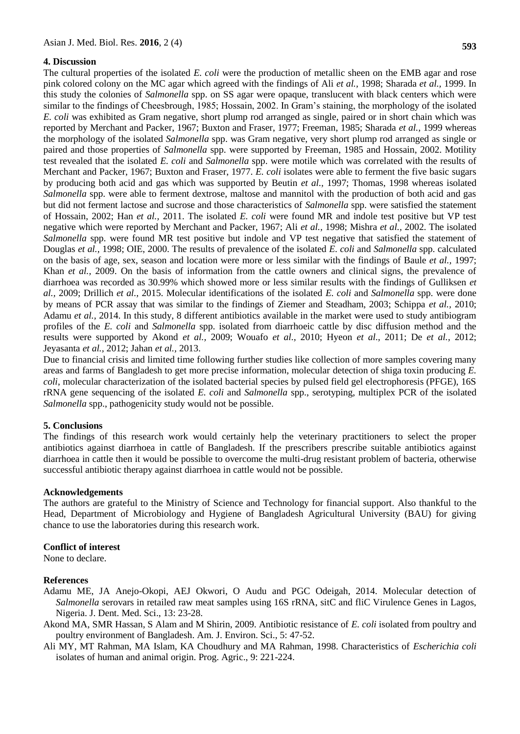## 4. Discussion

The cultural properties of the isolated *E. coli* were the production of metallic sheen on the EMB agar and rose pink colored colony on the MC agar which agreed with the findings of Ali *et al.,* 1998; Sharada *et al.,* 1999. In this study the colonies of *Salmonella* spp. on SS agar were opaque, translucent with black centers which were similar to the findings of Cheesbrough, 1985; Hossain, 2002. In Gram's staining, the morphology of the isolated *E. coli* was exhibited as Gram negative, short plump rod arranged as single, paired or in short chain which was reported by Merchant and Packer, 1967; Buxton and Fraser, 1977; Freeman, 1985; Sharada *et al.,* 1999 whereas the morphology of the isolated *Salmonella* spp. was Gram negative, very short plump rod arranged as single or paired and those properties of *Salmonella* spp. were supported by Freeman, 1985 and Hossain, 2002. Motility test revealed that the isolated *E. coli* and *Salmonella* spp. were motile which was correlated with the results of Merchant and Packer, 1967; Buxton and Fraser, 1977. *E. coli* isolates were able to ferment the five basic sugars by producing both acid and gas which was supported by Beutin *et al.,* 1997; Thomas, 1998 whereas isolated *Salmonella* spp. were able to ferment dextrose, maltose and mannitol with the production of both acid and gas but did not ferment lactose and sucrose and those characteristics of *Salmonella* spp. were satisfied the statement of Hossain, 2002; Han *et al.,* 2011. The isolated *E. coli* were found MR and indole test positive but VP test negative which were reported by Merchant and Packer, 1967; Ali *et al.,* 1998; Mishra *et al.,* 2002. The isolated *Salmonella* spp. were found MR test positive but indole and VP test negative that satisfied the statement of Douglas *et al.,* 1998; OIE, 2000. The results of prevalence of the isolated *E. coli* and *Salmonella* spp. calculated on the basis of age, sex, season and location were more or less similar with the findings of Baule *et al.,* 1997; Khan *et al.,* 2009. On the basis of information from the cattle owners and clinical signs, the prevalence of diarrhoea was recorded as 30.99% which showed more or less similar results with the findings of Gulliksen *et al.,* 2009; Drillich *et al.,* 2015. Molecular identifications of the isolated *E. coli* and *Salmonella* spp. were done by means of PCR assay that was similar to the findings of Ziemer and Steadham, 2003; Schippa *et al.,* 2010; Adamu *et al.,* 2014. In this study, 8 different antibiotics available in the market were used to study antibiogram profiles of the *E. coli* and *Salmonella* spp. isolated from diarrhoeic cattle by disc diffusion method and the results were supported by Akond *et al.,* 2009; Wouafo *et al.,* 2010; Hyeon *et al.,* 2011; De *et al.,* 2012; Jeyasanta *et al.,* 2012; Jahan *et al.,* 2013.

Due to financial crisis and limited time following further studies like collection of more samples covering many areas and farms of Bangladesh to get more precise information, molecular detection of shiga toxin producing *E. coli*, molecular characterization of the isolated bacterial species by pulsed field gel electrophoresis (PFGE), 16S rRNA gene sequencing of the isolated *E. coli* and *Salmonella* spp., serotyping, multiplex PCR of the isolated *Salmonella* spp., pathogenicity study would not be possible.

## 5. Conclusions

The findings of this research work would certainly help the veterinary practitioners to select the proper antibiotics against diarrhoea in cattle of Bangladesh. If the prescribers prescribe suitable antibiotics against diarrhoea in cattle then it would be possible to overcome the multi-drug resistant problem of bacteria, otherwise successful antibiotic therapy against diarrhoea in cattle would not be possible.

## Acknowledgements

The authors are grateful to the Ministry of Science and Technology for financial support. Also thankful to the Head, Department of Microbiology and Hygiene of Bangladesh Agricultural University (BAU) for giving chance to use the laboratories during this research work.

## Conflict of interest

None to declare.

## References

Adamu ME, JA Anejo-Okopi, AEJ Okwori, O Audu and PGC Odeigah, 2014. Molecular detection of *Salmonella* serovars in retailed raw meat samples using 16S rRNA, sitC and fliC Virulence Genes in Lagos, Nigeria. J. Dent. Med. Sci., 13: 23-28.

Akond MA, SMR Hassan, S Alam and M Shirin, 2009. Antibiotic resistance of *E. coli* isolated from poultry and poultry environment of Bangladesh. Am. J. Environ. Sci., 5: 47-52.

Ali MY, MT Rahman, MA Islam, KA Choudhury and MA Rahman, 1998. Characteristics of *Escherichia coli* isolates of human and animal origin. Prog. Agric., 9: 221-224.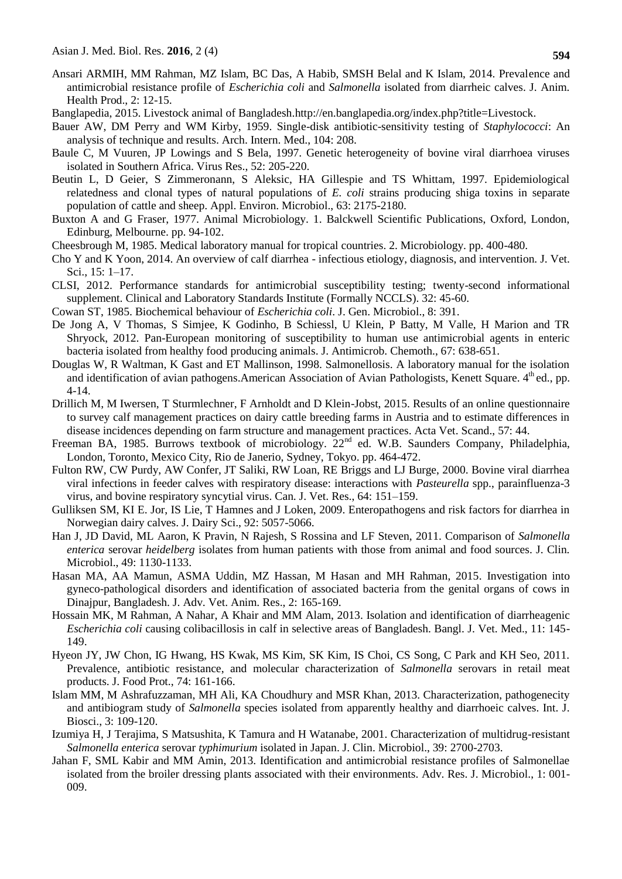Ansari ARMIH, MM Rahman, MZ Islam, BC Das, A Habib, SMSH Belal and K Islam, 2014. Prevalence and antimicrobial resistance profile of *Escherichia coli* and *Salmonella* isolated from diarrheic calves. J. Anim. Health Prod., 2: 12-15.

Banglapedia, 2015. Livestock animal of Bangladesh.http://en.banglapedia.org/index.php?title=Livestock.

Bauer AW, DM Perry and WM Kirby, 1959. Single-disk antibiotic-sensitivity testing of *Staphylococci*: An analysis of technique and results. Arch. Intern. Med., 104: 208.

Baule C, M Vuuren, JP Lowings and S Bela, 1997. Genetic heterogeneity of bovine viral diarrhoea viruses isolated in Southern Africa. Virus Res., 52: 205-220.

Beutin L, D Geier, S Zimmeronann, S Aleksic, HA Gillespie and TS Whittam, 1997. Epidemiological relatedness and clonal types of natural populations of *E. coli* strains producing shiga toxins in separate population of cattle and sheep. Appl. Environ. Microbiol., 63: 2175-2180.

Buxton A and G Fraser, 1977. Animal Microbiology. 1. Balckwell Scientific Publications, Oxford, London, Edinburg, Melbourne. pp. 94-102.

Cheesbrough M, 1985. Medical laboratory manual for tropical countries. 2. Microbiology. pp. 400-480.

Cho Y and K Yoon, 2014. An overview of calf diarrhea - infectious etiology, diagnosis, and intervention. J. Vet. Sci., 15: 1–17.

CLSI, 2012. Performance standards for antimicrobial susceptibility testing; twenty-second informational supplement. Clinical and Laboratory Standards Institute (Formally NCCLS). 32: 45-60.

Cowan ST, 1985. Biochemical behaviour of *Escherichia coli*. J. Gen. Microbiol., 8: 391.

De Jong A, V Thomas, S Simjee, K Godinho, B Schiessl, U Klein, P Batty, M Valle, H Marion and TR Shryock, 2012. Pan-European monitoring of susceptibility to human use antimicrobial agents in enteric bacteria isolated from healthy food producing animals. J. Antimicrob. Chemoth., 67: 638-651.

Douglas W, R Waltman, K Gast and ET Mallinson, 1998. Salmonellosis. A laboratory manual for the isolation and identification of avian pathogens.American Association of Avian Pathologists, Kenett Square. 4th ed., pp. 4-14.

Drillich M, M Iwersen, T Sturmlechner, F Arnholdt and D Klein-Jobst, 2015. Results of an online questionnaire to survey calf management practices on dairy cattle breeding farms in Austria and to estimate differences in disease incidences depending on farm structure and management practices. Acta Vet. Scand., 57: 44.

Freeman BA, 1985. Burrows textbook of microbiology. 22nd ed. W.B. Saunders Company, Philadelphia, London, Toronto, Mexico City, Rio de Janerio, Sydney, Tokyo. pp. 464-472.

Fulton RW, CW Purdy, AW Confer, JT Saliki, RW Loan, RE Briggs and LJ Burge, 2000. Bovine viral diarrhea viral infections in feeder calves with respiratory disease: interactions with *Pasteurella* spp., parainfluenza-3 virus, and bovine respiratory syncytial virus. Can. J. Vet. Res., 64: 151–159.

Gulliksen SM, KI E. Jor, IS Lie, T Hamnes and J Loken, 2009. Enteropathogens and risk factors for diarrhea in Norwegian dairy calves. J. Dairy Sci., 92: 5057-5066.

Han J, JD David, ML Aaron, K Pravin, N Rajesh, S Rossina and LF Steven, 2011. Comparison of *Salmonella enterica* serovar *heidelberg* isolates from human patients with those from animal and food sources. J. Clin. Microbiol., 49: 1130-1133.

Hasan MA, AA Mamun, ASMA Uddin, MZ Hassan, M Hasan and MH Rahman, 2015. Investigation into gyneco-pathological disorders and identification of associated bacteria from the genital organs of cows in Dinajpur, Bangladesh. J. Adv. Vet. Anim. Res., 2: 165-169.

Hossain MK, M Rahman, A Nahar, A Khair and MM Alam, 2013. Isolation and identification of diarrheagenic *Escherichia coli* causing colibacillosis in calf in selective areas of Bangladesh. Bangl. J. Vet. Med., 11: 145-149.

Hyeon JY, JW Chon, IG Hwang, HS Kwak, MS Kim, SK Kim, IS Choi, CS Song, C Park and KH Seo, 2011. Prevalence, antibiotic resistance, and molecular characterization of *Salmonella* serovars in retail meat products. J. Food Prot., 74: 161-166.

Islam MM, M Ashrafuzzaman, MH Ali, KA Choudhury and MSR Khan, 2013. Characterization, pathogenecity and antibiogram study of *Salmonella* species isolated from apparently healthy and diarrhoeic calves. Int. J. Biosci., 3: 109-120.

Izumiya H, J Terajima, S Matsushita, K Tamura and H Watanabe, 2001. Characterization of multidrug-resistant *Salmonella enterica* serovar *typhimurium* isolated in Japan. J. Clin. Microbiol., 39: 2700-2703.

Jahan F, SML Kabir and MM Amin, 2013. Identification and antimicrobial resistance profiles of Salmonellae isolated from the broiler dressing plants associated with their environments. Adv. Res. J. Microbiol., 1: 001-009.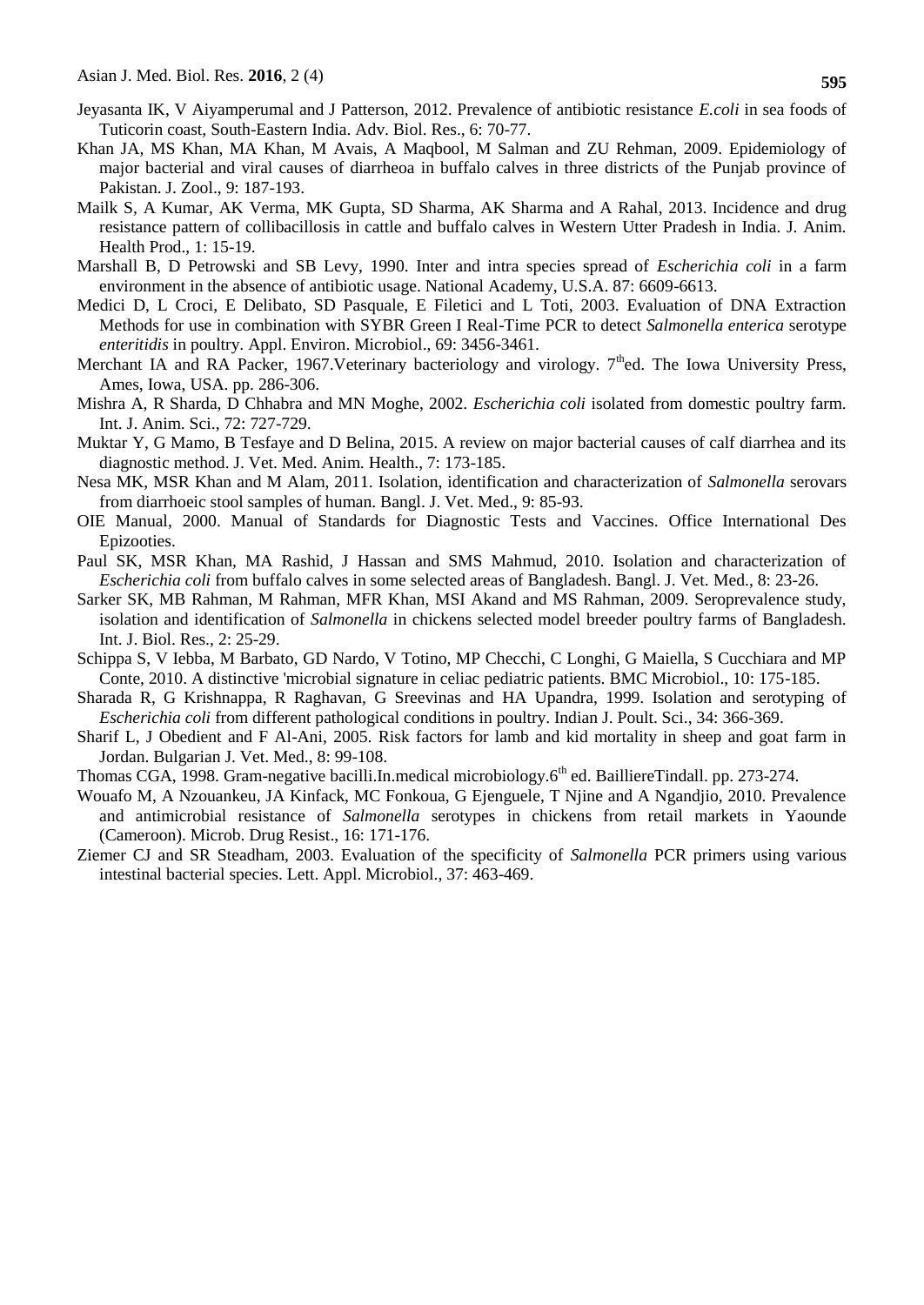Jeyasanta IK, V Aiyamperumal and J Patterson, 2012. Prevalence of antibiotic resistance *E.coli* in sea foods of Tuticorin coast, South-Eastern India. Adv. Biol. Res., 6: 70-77.

Khan JA, MS Khan, MA Khan, M Avais, A Maqbool, M Salman and ZU Rehman, 2009. Epidemiology of major bacterial and viral causes of diarrheoa in buffalo calves in three districts of the Punjab province of Pakistan. J. Zool., 9: 187-193.

Mailk S, A Kumar, AK Verma, MK Gupta, SD Sharma, AK Sharma and A Rahal, 2013. Incidence and drug resistance pattern of collibacillosis in cattle and buffalo calves in Western Utter Pradesh in India. J. Anim. Health Prod., 1: 15-19.

Marshall B, D Petrowski and SB Levy, 1990. Inter and intra species spread of *Escherichia coli* in a farm environment in the absence of antibiotic usage. National Academy, U.S.A. 87: 6609-6613.

Medici D, L Croci, E Delibato, SD Pasquale, E Filetici and L Toti, 2003. Evaluation of DNA Extraction Methods for use in combination with SYBR Green I Real-Time PCR to detect *Salmonella enterica* serotype *enteritidis* in poultry. Appl. Environ. Microbiol., 69: 3456-3461.

Merchant IA and RA Packer, 1967.Veterinary bacteriology and virology. 7[th]ed. The Iowa University Press, Ames, Iowa, USA. pp. 286-306.

Mishra A, R Sharda, D Chhabra and MN Moghe, 2002. *Escherichia coli* isolated from domestic poultry farm. Int. J. Anim. Sci., 72: 727-729.

Muktar Y, G Mamo, B Tesfaye and D Belina, 2015. A review on major bacterial causes of calf diarrhea and its diagnostic method. J. Vet. Med. Anim. Health., 7: 173-185.

Nesa MK, MSR Khan and M Alam, 2011. Isolation, identification and characterization of *Salmonella* serovars from diarrhoeic stool samples of human. Bangl. J. Vet. Med., 9: 85-93.

OIE Manual, 2000. Manual of Standards for Diagnostic Tests and Vaccines. Office International Des Epizooties.

Paul SK, MSR Khan, MA Rashid, J Hassan and SMS Mahmud, 2010. Isolation and characterization of *Escherichia coli* from buffalo calves in some selected areas of Bangladesh. Bangl. J. Vet. Med., 8: 23-26.

Sarker SK, MB Rahman, M Rahman, MFR Khan, MSI Akand and MS Rahman, 2009. Seroprevalence study, isolation and identification of *Salmonella* in chickens selected model breeder poultry farms of Bangladesh. Int. J. Biol. Res., 2: 25-29.

Schippa S, V Iebba, M Barbato, GD Nardo, V Totino, MP Checchi, C Longhi, G Maiella, S Cucchiara and MP Conte, 2010. A distinctive 'microbial signature in celiac pediatric patients. BMC Microbiol., 10: 175-185.

Sharada R, G Krishnappa, R Raghavan, G Sreevinas and HA Upandra, 1999. Isolation and serotyping of *Escherichia coli* from different pathological conditions in poultry. Indian J. Poult. Sci., 34: 366-369.

Sharif L, J Obedient and F Al-Ani, 2005. Risk factors for lamb and kid mortality in sheep and goat farm in Jordan. Bulgarian J. Vet. Med., 8: 99-108.

Thomas CGA, 1998. Gram-negative bacilli.In.medical microbiology.6[th] ed. BailliereTindall. pp. 273-274.

Wouafo M, A Nzouankeu, JA Kinfack, MC Fonkoua, G Ejenguele, T Njine and A Ngandjio, 2010. Prevalence and antimicrobial resistance of *Salmonella* serotypes in chickens from retail markets in Yaounde (Cameroon). Microb. Drug Resist., 16: 171-176.

Ziemer CJ and SR Steadham, 2003. Evaluation of the specificity of *Salmonella* PCR primers using various intestinal bacterial species. Lett. Appl. Microbiol., 37: 463-469.